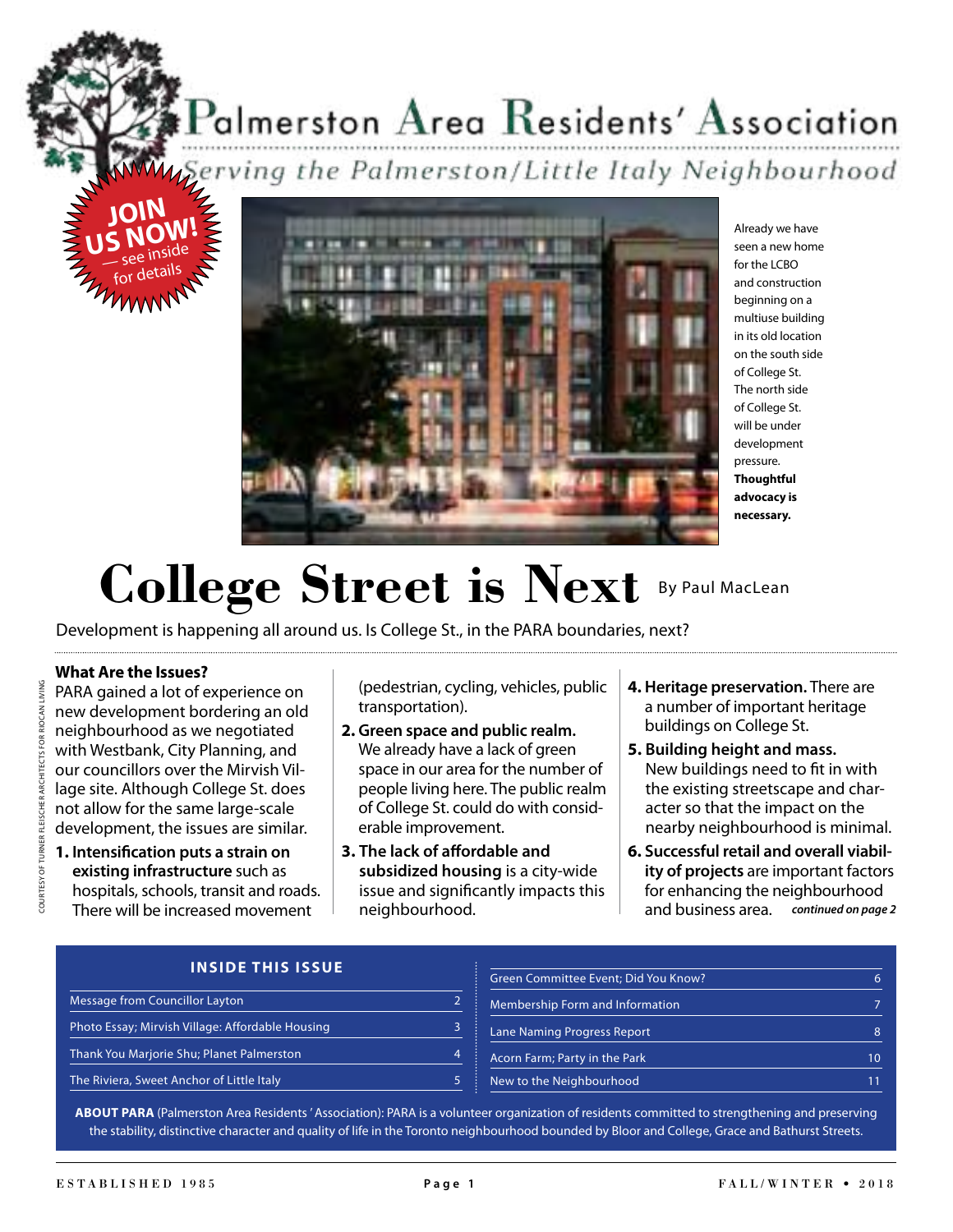# Palmerston Area Residents' Association

*Serving the Palmerston/Little Italy Neighbourhood*

**JOIN US NOW!** — see inside for details

Already we have seen a new home for the LCBO and construction beginning on a multiuse building in its old location on the south side of College St. The north side of College St. will be under development pressure. **Thoughtful advocacy is necessary.**

COURTESY OF TURNER FLEISCHER ARCHITECTS FOR RIOCAN LIVING

# College Street is Next

By Paul MacLean

Development is happening all around us. Is College St., in the PARA boundaries, next?

**What Are the Issues?**

PARA gained a lot of experience on new development bordering an old neighbourhood as we negotiated with Westbank, City Planning, and our councillors over the Mirvish Village site. Although College St. does not allow for the same large-scale development, the issues are similar.

1. **Intensification puts a strain on existing infrastructure** such as hospitals, schools, transit and roads. There will be increased movement (pedestrian, cycling, vehicles, public transportation).
2. **Green space and public realm.** We already have a lack of green space in our area for the number of people living here. The public realm of College St. could do with considerable improvement.
3. **The lack of affordable and subsidized housing** is a city-wide issue and significantly impacts this neighbourhood.
4. **Heritage preservation.** There are a number of important heritage buildings on College St.
5. **Building height and mass.** New buildings need to fit in with the existing streetscape and character so that the impact on the nearby neighbourhood is minimal.
6. **Successful retail and overall viability of projects** are important factors for enhancing the neighbourhood and business area. *continued on page 2*

## INSIDE THIS ISSUE

| Article | Page |
| --- | --- |
| Message from Councillor Layton | 2 |
| Photo Essay; Mirvish Village: Affordable Housing | 3 |
| Thank You Marjorie Shu; Planet Palmerston | 4 |
| The Riviera, Sweet Anchor of Little Italy | 5 |
| Green Committee Event; Did You Know? | 6 |
| Membership Form and Information | 7 |
| Lane Naming Progress Report | 8 |
| Acorn Farm; Party in the Park | 10 |
| New to the Neighbourhood | 11 |

**ABOUT PARA** (Palmerston Area Residents' Association): PARA is a volunteer organization of residents committed to strengthening and preserving the stability, distinctive character and quality of life in the Toronto neighbourhood bounded by Bloor and College, Grace and Bathurst Streets.

ESTABLISHED 1985 — FALL/WINTER • 2018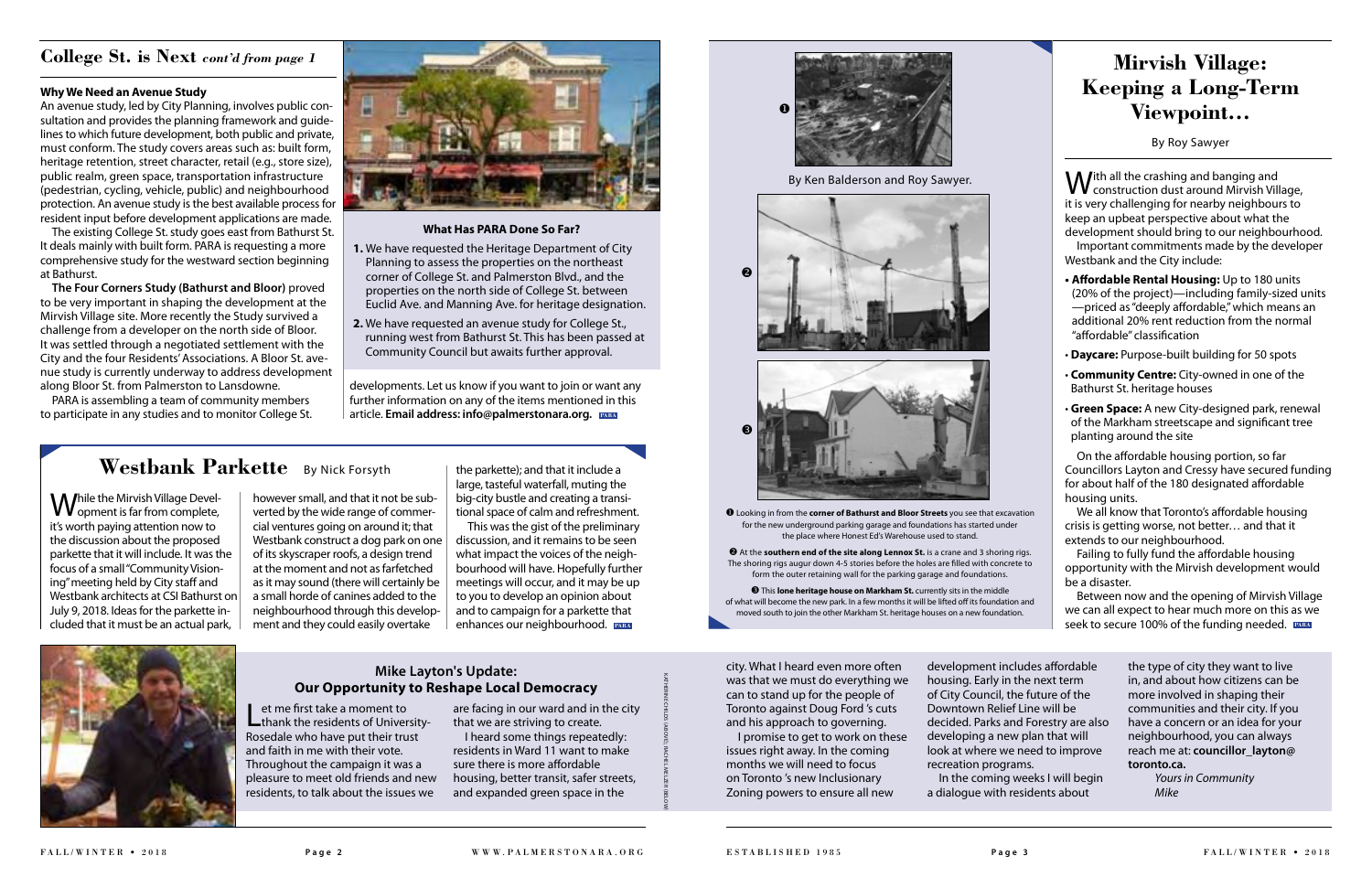## College St. is Next *cont'd from page 1*

**Why We Need an Avenue Study**

An avenue study, led by City Planning, involves public consultation and provides the planning framework and guidelines to which future development, both public and private, must conform. The study covers areas such as: built form, heritage retention, street character, retail (e.g., store size), public realm, green space, transportation infrastructure (pedestrian, cycling, vehicle, public) and neighbourhood protection. An avenue study is the best available process for resident input before development applications are made.

The existing College St. study goes east from Bathurst St. It deals mainly with built form. PARA is requesting a more comprehensive study for the westward section beginning at Bathurst.

**The Four Corners Study (Bathurst and Bloor)** proved to be very important in shaping the development at the Mirvish Village site. More recently the Study survived a challenge from a developer on the north side of Bloor. It was settled through a negotiated settlement with the City and the four Residents' Associations. A Bloor St. avenue study is currently underway to address development along Bloor St. from Palmerston to Lansdowne.

PARA is assembling a team of community members to participate in any studies and to monitor College St. developments. Let us know if you want to join or want any further information on any of the items mentioned in this article. **Email address: info@palmerstonara.org.**

**What Has PARA Done So Far?**

1. We have requested the Heritage Department of City Planning to assess the properties on the northeast corner of College St. and Palmerston Blvd., and the properties on the north side of College St. between Euclid Ave. and Manning Ave. for heritage designation.
2. We have requested an avenue study for College St., running west from Bathurst St. This has been passed at Community Council but awaits further approval.

## Westbank Parkette

By Nick Forsyth

While the Mirvish Village Development is far from complete, it's worth paying attention now to the discussion about the proposed parkette that it will include. It was the focus of a small "Community Visioning" meeting held by City staff and Westbank architects at CSI Bathurst on July 9, 2018. Ideas for the parkette included that it must be an actual park, however small, and that it not be subverted by the wide range of commercial ventures going on around it; that Westbank construct a dog park on one of its skyscraper roofs, a design trend at the moment and not as farfetched as it may sound (there will certainly be a small horde of canines added to the neighbourhood through this development and they could easily overtake the parkette); and that it include a large, tasteful waterfall, muting the big-city bustle and creating a transitional space of calm and refreshment.

This was the gist of the preliminary discussion, and it remains to be seen what impact the voices of the neighbourhood will have. Hopefully further meetings will occur, and it may be up to you to develop an opinion about and to campaign for a parkette that enhances our neighbourhood.

### Mike Layton's Update: Our Opportunity to Reshape Local Democracy

Let me first take a moment to thank the residents of University-Rosedale who have put their trust and faith in me with their vote. Throughout the campaign it was a pleasure to meet old friends and new residents, to talk about the issues we are facing in our ward and in the city that we are striving to create.

I heard some things repeatedly: residents in Ward 11 want to make sure there is more affordable housing, better transit, safer streets, and expanded green space in the city. What I heard even more often was that we must do everything we can to stand up for the people of Toronto against Doug Ford 's cuts and his approach to governing.

I promise to get to work on these issues right away. In the coming months we will need to focus on Toronto 's new Inclusionary Zoning powers to ensure all new development includes affordable housing. Early in the next term of City Council, the future of the Downtown Relief Line will be decided. Parks and Forestry are also developing a new plan that will look at where we need to improve recreation programs.

In the coming weeks I will begin a dialogue with residents about the type of city they want to live in, and about how citizens can be more involved in shaping their communities and their city. If you have a concern or an idea for your neighbourhood, you can always reach me at: **councillor_layton@toronto.ca.**

*Yours in Community*
*Mike*

By Ken Balderson and Roy Sawyer.

❶ Looking in from the **corner of Bathurst and Bloor Streets** you see that excavation for the new underground parking garage and foundations has started under the place where Honest Ed's Warehouse used to stand.

❷ At the **southern end of the site along Lennox St.** is a crane and 3 shoring rigs. The shoring rigs augur down 4-5 stories before the holes are filled with concrete to form the outer retaining wall for the parking garage and foundations.

❸ This **lone heritage house on Markham St.** currently sits in the middle of what will become the new park. In a few months it will be lifted off its foundation and moved south to join the other Markham St. heritage houses on a new foundation.

## Mirvish Village: Keeping a Long-Term Viewpoint…

By Roy Sawyer

With all the crashing and banging and construction dust around Mirvish Village, it is very challenging for nearby neighbours to keep an upbeat perspective about what the development should bring to our neighbourhood.

Important commitments made by the developer Westbank and the City include:

- **Affordable Rental Housing:** Up to 180 units (20% of the project)—including family-sized units —priced as "deeply affordable," which means an additional 20% rent reduction from the normal "affordable" classification
- **Daycare:** Purpose-built building for 50 spots
- **Community Centre:** City-owned in one of the Bathurst St. heritage houses
- **Green Space:** A new City-designed park, renewal of the Markham streetscape and significant tree planting around the site

On the affordable housing portion, so far Councillors Layton and Cressy have secured funding for about half of the 180 designated affordable housing units.

We all know that Toronto's affordable housing crisis is getting worse, not better… and that it extends to our neighbourhood.

Failing to fully fund the affordable housing opportunity with the Mirvish development would be a disaster.

Between now and the opening of Mirvish Village we can all expect to hear much more on this as we seek to secure 100% of the funding needed.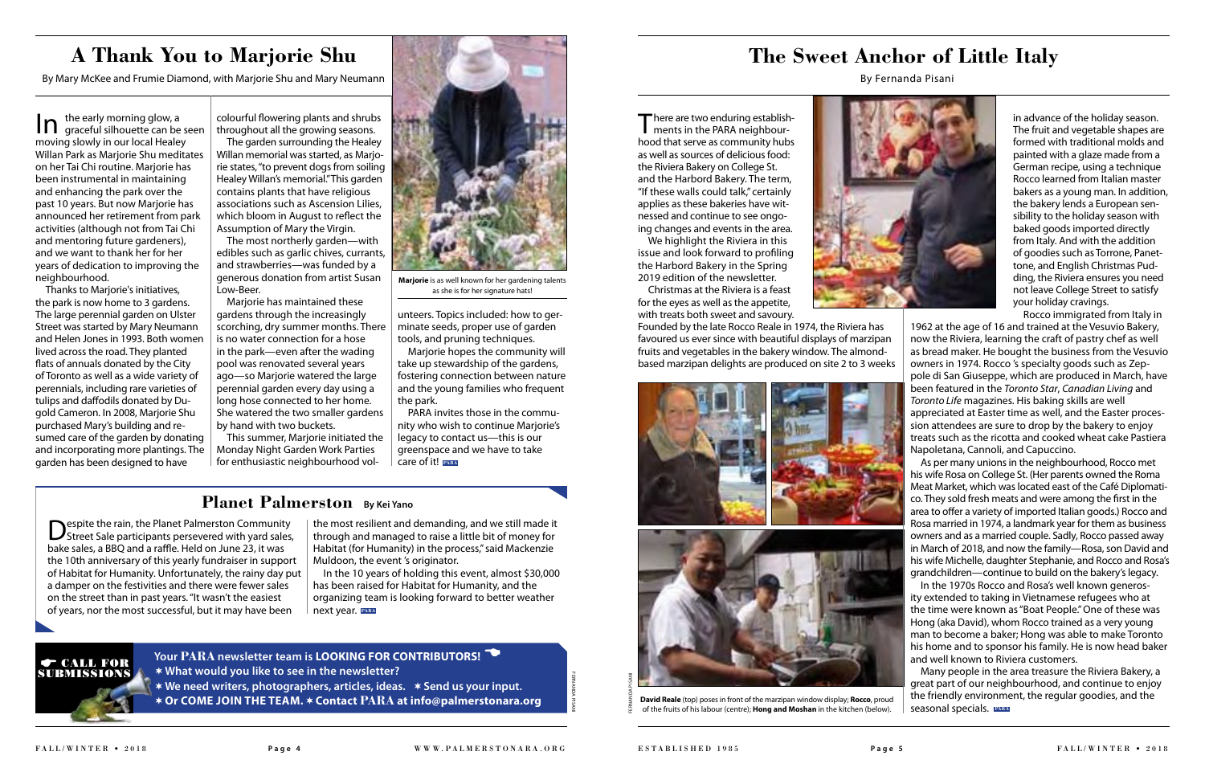# A Thank You to Marjorie Shu

By Mary McKee and Frumie Diamond, with Marjorie Shu and Mary Neumann

In the early morning glow, a graceful silhouette can be seen moving slowly in our local Healey Willan Park as Marjorie Shu meditates on her Tai Chi routine. Marjorie has been instrumental in maintaining and enhancing the park over the past 10 years. But now Marjorie has announced her retirement from park activities (although not from Tai Chi and mentoring future gardeners), and we want to thank her for her years of dedication to improving the neighbourhood.

Thanks to Marjorie's initiatives, the park is now home to 3 gardens. The large perennial garden on Ulster Street was started by Mary Neumann and Helen Jones in 1993. Both women lived across the road. They planted flats of annuals donated by the City of Toronto as well as a wide variety of perennials, including rare varieties of tulips and daffodils donated by Dugold Cameron. In 2008, Marjorie Shu purchased Mary's building and resumed care of the garden by donating and incorporating more plantings. The garden has been designed to have colourful flowering plants and shrubs throughout all the growing seasons.

The garden surrounding the Healey Willan memorial was started, as Marjorie states, "to prevent dogs from soiling Healey Willan's memorial." This garden contains plants that have religious associations such as Ascension Lilies, which bloom in August to reflect the Assumption of Mary the Virgin.

The most northerly garden—with edibles such as garlic chives, currants, and strawberries—was funded by a generous donation from artist Susan Low-Beer.

Marjorie has maintained these gardens through the increasingly scorching, dry summer months. There is no water connection for a hose in the park—even after the wading pool was renovated several years ago—so Marjorie watered the large perennial garden every day using a long hose connected to her home. She watered the two smaller gardens by hand with two buckets.

This summer, Marjorie initiated the Monday Night Garden Work Parties for enthusiastic neighbourhood volunteers. Topics included: how to germinate seeds, proper use of garden tools, and pruning techniques.

Marjorie hopes the community will take up stewardship of the gardens, fostering connection between nature and the young families who frequent the park.

PARA invites those in the community who wish to continue Marjorie's legacy to contact us—this is our greenspace and we have to take care of it! PARA

**Marjorie** is as well known for her gardening talents as she is for her signature hats!

## Planet Palmerston By Kei Yano

Despite the rain, the Planet Palmerston Community Street Sale participants persevered with yard sales, bake sales, a BBQ and a raffle. Held on June 23, it was the 10th anniversary of this yearly fundraiser in support of Habitat for Humanity. Unfortunately, the rainy day put a damper on the festivities and there were fewer sales on the street than in past years. "It wasn't the easiest of years, nor the most successful, but it may have been the most resilient and demanding, and we still made it through and managed to raise a little bit of money for Habitat (for Humanity) in the process," said Mackenzie Muldoon, the event 's originator.

In the 10 years of holding this event, almost $30,000 has been raised for Habitat for Humanity, and the organizing team is looking forward to better weather next year. PARA

**CALL FOR SUBMISSIONS**

**Your PARA newsletter team is LOOKING FOR CONTRIBUTORS!**
**✶ What would you like to see in the newsletter?**
**✶ We need writers, photographers, articles, ideas. ✶ Send us your input.**
**✶ Or COME JOIN THE TEAM. ✶ Contact PARA at info@palmerstonara.org**

# The Sweet Anchor of Little Italy

By Fernanda Pisani

There are two enduring establishments in the PARA neighbourhood that serve as community hubs as well as sources of delicious food: the Riviera Bakery on College St. and the Harbord Bakery. The term, "If these walls could talk," certainly applies as these bakeries have witnessed and continue to see ongoing changes and events in the area.

We highlight the Riviera in this issue and look forward to profiling the Harbord Bakery in the Spring 2019 edition of the newsletter.

Christmas at the Riviera is a feast for the eyes as well as the appetite, with treats both sweet and savoury. Founded by the late Rocco Reale in 1974, the Riviera has favoured us ever since with beautiful displays of marzipan fruits and vegetables in the bakery window. The almond-based marzipan delights are produced on site 2 to 3 weeks in advance of the holiday season. The fruit and vegetable shapes are formed with traditional molds and painted with a glaze made from a German recipe, using a technique Rocco learned from Italian master bakers as a young man. In addition, the bakery lends a European sensibility to the holiday season with baked goods imported directly from Italy. And with the addition of goodies such as Torrone, Panettone, and English Christmas Pudding, the Riviera ensures you need not leave College Street to satisfy your holiday cravings.

Rocco immigrated from Italy in 1962 at the age of 16 and trained at the Vesuvio Bakery, now the Riviera, learning the craft of pastry chef as well as bread maker. He bought the business from the Vesuvio owners in 1974. Rocco 's specialty goods such as Zeppole di San Giuseppe, which are produced in March, have been featured in the *Toronto Star*, *Canadian Living* and *Toronto Life* magazines. His baking skills are well appreciated at Easter time as well, and the Easter procession attendees are sure to drop by the bakery to enjoy treats such as the ricotta and cooked wheat cake Pastiera Napoletana, Cannoli, and Capuccino.

As per many unions in the neighbourhood, Rocco met his wife Rosa on College St. (Her parents owned the Roma Meat Market, which was located east of the Café Diplomatico. They sold fresh meats and were among the first in the area to offer a variety of imported Italian goods.) Rocco and Rosa married in 1974, a landmark year for them as business owners and as a married couple. Sadly, Rocco passed away in March of 2018, and now the family—Rosa, son David and his wife Michelle, daughter Stephanie, and Rocco and Rosa's grandchildren—continue to build on the bakery's legacy.

In the 1970s Rocco and Rosa's well known generosity extended to taking in Vietnamese refugees who at the time were known as "Boat People." One of these was Hong (aka David), whom Rocco trained as a very young man to become a baker; Hong was able to make Toronto his home and to sponsor his family. He is now head baker and well known to Riviera customers.

Many people in the area treasure the Riviera Bakery, a great part of our neighbourhood, and continue to enjoy the friendly environment, the regular goodies, and the seasonal specials. PARA

**David Reale** (top) poses in front of the marzipan window display; **Rocco**, proud of the fruits of his labour (centre); **Hong and Moshan** in the kitchen (below).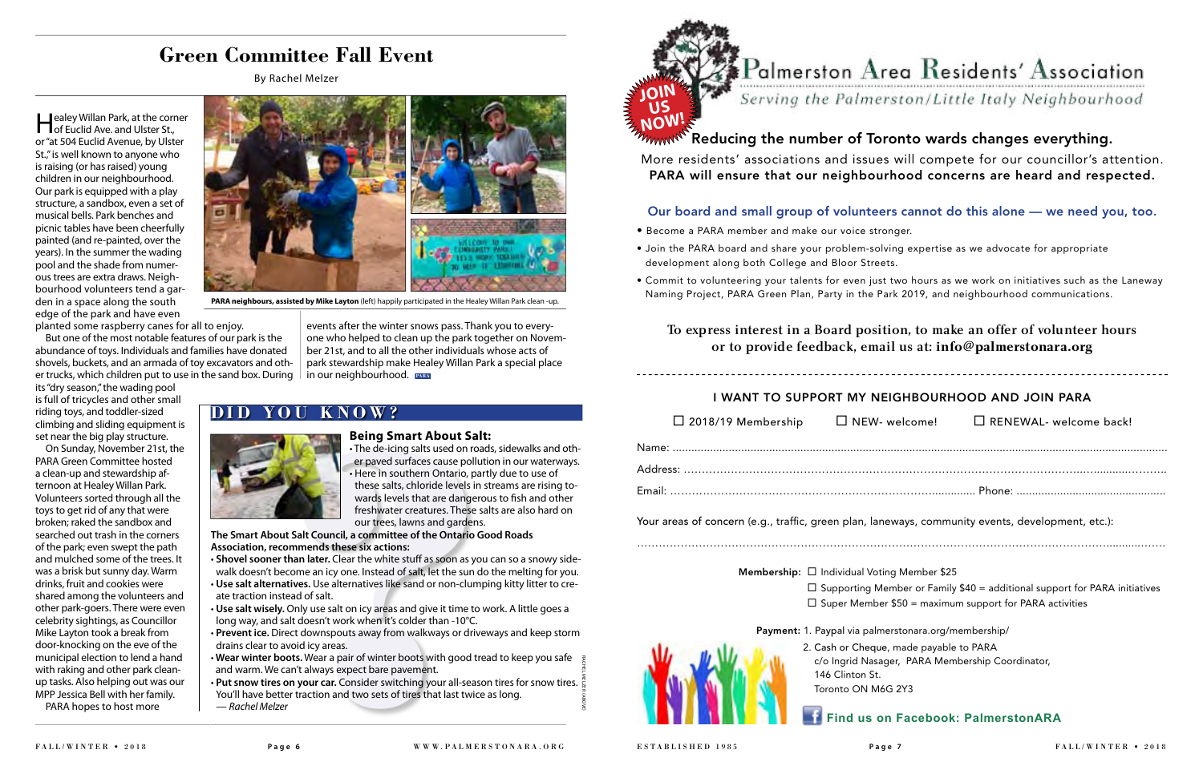# Green Committee Fall Event

By Rachel Melzer

Healey Willan Park, at the corner of Euclid Ave. and Ulster St., or "at 504 Euclid Avenue, by Ulster St.," is well known to anyone who is raising (or has raised) young children in our neighbourhood. Our park is equipped with a play structure, a sandbox, even a set of musical bells. Park benches and picnic tables have been cheerfully painted (and re-painted, over the years). In the summer the wading pool and the shade from numerous trees are extra draws. Neighbourhood volunteers tend a garden in a space along the south edge of the park and have even planted some raspberry canes for all to enjoy.

But one of the most notable features of our park is the abundance of toys. Individuals and families have donated shovels, buckets, and an armada of toy excavators and other trucks, which children put to use in the sand box. During its "dry season," the wading pool is full of tricycles and other small riding toys, and toddler-sized climbing and sliding equipment is set near the big play structure.

On Sunday, November 21st, the PARA Green Committee hosted a clean-up and stewardship afternoon at Healey Willan Park. Volunteers sorted through all the toys to get rid of any that were broken; raked the sandbox and searched out trash in the corners of the park; even swept the path and mulched some of the trees. It was a brisk but sunny day. Warm drinks, fruit and cookies were shared among the volunteers and other park-goers. There were even celebrity sightings, as Councillor Mike Layton took a break from door-knocking on the eve of the municipal election to lend a hand with raking and other park clean-up tasks. Also helping out was our MPP Jessica Bell with her family.

PARA hopes to host more events after the winter snows pass. Thank you to everyone who helped to clean up the park together on November 21st, and to all the other individuals whose acts of park stewardship make Healey Willan Park a special place in our neighbourhood.

**PARA neighbours, assisted by Mike Layton** (left) happily participated in the Healey Willan Park clean -up.

## DID YOU KNOW?

### Being Smart About Salt:

- The de-icing salts used on roads, sidewalks and other paved surfaces cause pollution in our waterways.
- Here in southern Ontario, partly due to use of these salts, chloride levels in streams are rising towards levels that are dangerous to fish and other freshwater creatures. These salts are also hard on our trees, lawns and gardens.

**The Smart About Salt Council, a committee of the Ontario Good Roads Association, recommends these six actions:**

- **Shovel sooner than later.** Clear the white stuff as soon as you can so a snowy sidewalk doesn't become an icy one. Instead of salt, let the sun do the melting for you.
- **Use salt alternatives.** Use alternatives like sand or non-clumping kitty litter to create traction instead of salt.
- **Use salt wisely.** Only use salt on icy areas and give it time to work. A little goes a long way, and salt doesn't work when it's colder than -10°C.
- **Prevent ice.** Direct downspouts away from walkways or driveways and keep storm drains clear to avoid icy areas.
- **Wear winter boots.** Wear a pair of winter boots with good tread to keep you safe and warm. We can't always expect bare pavement.
- **Put snow tires on your car.** Consider switching your all-season tires for snow tires. You'll have better traction and two sets of tires that last twice as long.

*— Rachel Melzer*

# Palmerston Area Residents' Association

Serving the Palmerston/Little Italy Neighbourhood

JOIN US NOW!

## Reducing the number of Toronto wards changes everything.

More residents' associations and issues will compete for our councillor's attention. **PARA will ensure that our neighbourhood concerns are heard and respected.**

### Our board and small group of volunteers cannot do this alone — we need you, too.

- Become a PARA member and make our voice stronger.
- Join the PARA board and share your problem-solving expertise as we advocate for appropriate development along both College and Bloor Streets.
- Commit to volunteering your talents for even just two hours as we work on initiatives such as the Laneway Naming Project, PARA Green Plan, Party in the Park 2019, and neighbourhood communications.

To express interest in a Board position, to make an offer of volunteer hours or to provide feedback, email us at: **info@palmerstonara.org**

### I WANT TO SUPPORT MY NEIGHBOURHOOD AND JOIN PARA

☐ 2018/19 Membership ☐ NEW- welcome! ☐ RENEWAL- welcome back!

Name: ..........................................................................

Address: ..........................................................................

Email: .............................................. Phone: ..............................

Your areas of concern (e.g., traffic, green plan, laneways, community events, development, etc.):

..........................................................................

**Membership:**
- ☐ Individual Voting Member $25
- ☐ Supporting Member or Family $40 = additional support for PARA initiatives
- ☐ Super Member $50 = maximum support for PARA activities

**Payment:**
1. Paypal via palmerstonara.org/membership/
2. Cash or Cheque, made payable to PARA
   c/o Ingrid Nasager, PARA Membership Coordinator,
   146 Clinton St.
   Toronto ON M6G 2Y3

**Find us on Facebook: PalmerstonARA**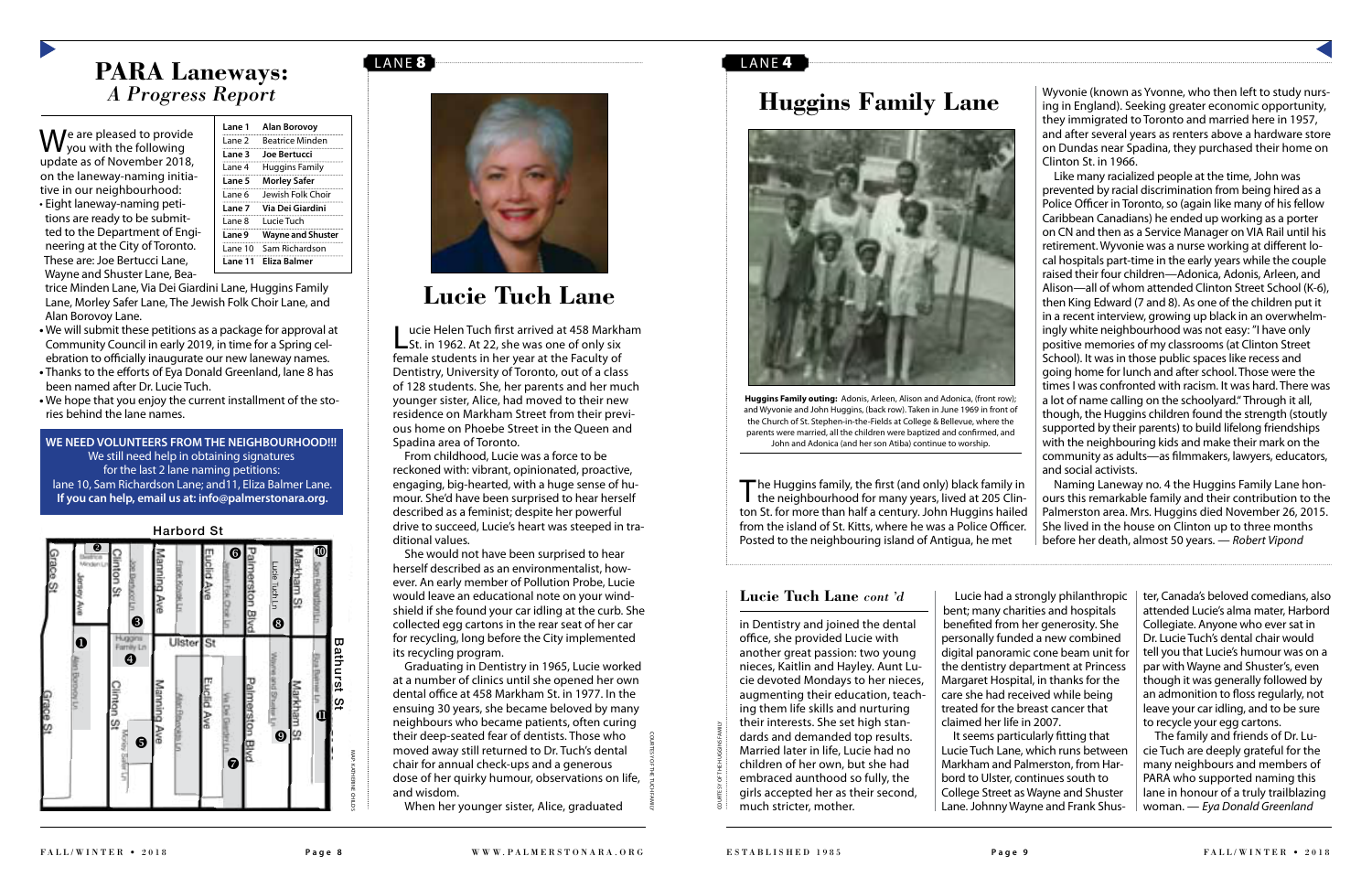# PARA Laneways:
## *A Progress Report*

| Lane | Name |
|---|---|
| Lane 1 | Alan Borovoy |
| Lane 2 | Beatrice Minden |
| Lane 3 | Joe Bertucci |
| Lane 4 | Huggins Family |
| Lane 5 | Morley Safer |
| Lane 6 | Jewish Folk Choir |
| Lane 7 | Via Dei Giardini |
| Lane 8 | Lucie Tuch |
| Lane 9 | Wayne and Shuster |
| Lane 10 | Sam Richardson |
| Lane 11 | Eliza Balmer |

We are pleased to provide you with the following update as of November 2018, on the laneway-naming initiative in our neighbourhood:

- Eight laneway-naming petitions are ready to be submitted to the Department of Engineering at the City of Toronto. These are: Joe Bertucci Lane, Wayne and Shuster Lane, Beatrice Minden Lane, Via Dei Giardini Lane, Huggins Family Lane, Morley Safer Lane, The Jewish Folk Choir Lane, and Alan Borovoy Lane.
- We will submit these petitions as a package for approval at Community Council in early 2019, in time for a Spring celebration to officially inaugurate our new laneway names.
- Thanks to the efforts of Eya Donald Greenland, lane 8 has been named after Dr. Lucie Tuch.
- We hope that you enjoy the current installment of the stories behind the lane names.

**WE NEED VOLUNTEERS FROM THE NEIGHBOURHOOD!!!**
We still need help in obtaining signatures for the last 2 lane naming petitions: lane 10, Sam Richardson Lane; and 11, Eliza Balmer Lane.
**If you can help, email us at: info@palmerstonara.org.**

MAP: KATHERINE CHILDS

LANE 8

# Lucie Tuch Lane

COURTESY OF THE TUCH FAMILY

Lucie Helen Tuch first arrived at 458 Markham St. in 1962. At 22, she was one of only six female students in her year at the Faculty of Dentistry, University of Toronto, out of a class of 128 students. She, her parents and her much younger sister, Alice, had moved to their new residence on Markham Street from their previous home on Phoebe Street in the Queen and Spadina area of Toronto.

From childhood, Lucie was a force to be reckoned with: vibrant, opinionated, proactive, engaging, big-hearted, with a huge sense of humour. She'd have been surprised to hear herself described as a feminist; despite her powerful drive to succeed, Lucie's heart was steeped in traditional values.

She would not have been surprised to hear herself described as an environmentalist, however. An early member of Pollution Probe, Lucie would leave an educational note on your windshield if she found your car idling at the curb. She collected egg cartons in the rear seat of her car for recycling, long before the City implemented its recycling program.

Graduating in Dentistry in 1965, Lucie worked at a number of clinics until she opened her own dental office at 458 Markham St. in 1977. In the ensuing 30 years, she became beloved by many neighbours who became patients, often curing their deep-seated fear of dentists. Those who moved away still returned to Dr. Tuch's dental chair for annual check-ups and a generous dose of her quirky humour, observations on life, and wisdom.

When her younger sister, Alice, graduated

LANE 4

# Huggins Family Lane

**Huggins Family outing:** Adonis, Arleen, Alison and Adonica, (front row); and Wyvonie and John Huggins, (back row). Taken in June 1969 in front of the Church of St. Stephen-in-the-Fields at College & Bellevue, where the parents were married, all the children were baptized and confirmed, and John and Adonica (and her son Atiba) continue to worship.

COURTESY OF THE HUGGINS FAMILY

The Huggins family, the first (and only) black family in the neighbourhood for many years, lived at 205 Clinton St. for more than half a century. John Huggins hailed from the island of St. Kitts, where he was a Police Officer. Posted to the neighbouring island of Antigua, he met Wyvonie (known as Yvonne, who then left to study nursing in England). Seeking greater economic opportunity, they immigrated to Toronto and married here in 1957, and after several years as renters above a hardware store on Dundas near Spadina, they purchased their home on Clinton St. in 1966.

Like many racialized people at the time, John was prevented by racial discrimination from being hired as a Police Officer in Toronto, so (again like many of his fellow Caribbean Canadians) he ended up working as a porter on CN and then as a Service Manager on VIA Rail until his retirement. Wyvonie was a nurse working at different local hospitals part-time in the early years while the couple raised their four children—Adonica, Adonis, Arleen, and Alison—all of whom attended Clinton Street School (K-6), then King Edward (7 and 8). As one of the children put it in a recent interview, growing up black in an overwhelmingly white neighbourhood was not easy: "I have only positive memories of my classrooms (at Clinton Street School). It was in those public spaces like recess and going home for lunch and after school. Those were the times I was confronted with racism. It was hard. There was a lot of name calling on the schoolyard." Through it all, though, the Huggins children found the strength (stoutly supported by their parents) to build lifelong friendships with the neighbouring kids and make their mark on the community as adults—as filmmakers, lawyers, educators, and social activists.

Naming Laneway no. 4 the Huggins Family Lane honours this remarkable family and their contribution to the Palmerston area. Mrs. Huggins died November 26, 2015. She lived in the house on Clinton up to three months before her death, almost 50 years. — *Robert Vipond*

## Lucie Tuch Lane *cont 'd*

in Dentistry and joined the dental office, she provided Lucie with another great passion: two young nieces, Kaitlin and Hayley. Aunt Lucie devoted Mondays to her nieces, augmenting their education, teaching them life skills and nurturing their interests. She set high standards and demanded top results. Married later in life, Lucie had no children of her own, but she had embraced aunthood so fully, the girls accepted her as their second, much stricter, mother.

Lucie had a strongly philanthropic bent; many charities and hospitals benefited from her generosity. She personally funded a new combined digital panoramic cone beam unit for the dentistry department at Princess Margaret Hospital, in thanks for the care she had received while being treated for the breast cancer that claimed her life in 2007.

It seems particularly fitting that Lucie Tuch Lane, which runs between Markham and Palmerston, from Harbord to Ulster, continues south to College Street as Wayne and Shuster Lane. Johnny Wayne and Frank Shuster, Canada's beloved comedians, also attended Lucie's alma mater, Harbord Collegiate. Anyone who ever sat in Dr. Lucie Tuch's dental chair would tell you that Lucie's humour was on a par with Wayne and Shuster's, even though it was generally followed by an admonition to floss regularly, not leave your car idling, and to be sure to recycle your egg cartons.

The family and friends of Dr. Lucie Tuch are deeply grateful for the many neighbours and members of PARA who supported naming this lane in honour of a truly trailblazing woman. — *Eya Donald Greenland*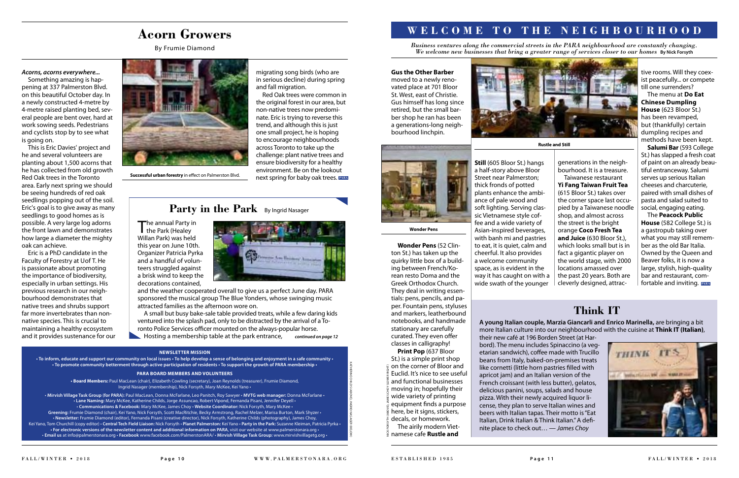# Acorn Growers

By Frumie Diamond

***Acorns, acorns everywhere...***

Something amazing is happening at 337 Palmerston Blvd. on this beautiful October day. In a newly constructed 4-metre by 4-metre raised planting bed, several people are bent over, hard at work sowing seeds. Pedestrians and cyclists stop by to see what is going on.

This is Eric Davies' project and he and several volunteers are planting about 1,500 acorns that he has collected from old growth Red Oak trees in the Toronto area. Early next spring we should be seeing hundreds of red oak seedlings popping out of the soil. Eric's goal is to give away as many seedlings to good homes as is possible. A very large log adorns the front lawn and demonstrates how large a diameter the mighty oak can achieve.

Eric is a PhD candidate in the Faculty of Forestry at U of T. He is passionate about promoting the importance of biodiversity, especially in urban settings. His previous research in our neighbourhood demonstrates that native trees and shrubs support far more invertebrates than non-native species. This is crucial to maintaining a healthy ecosystem and it provides sustenance for our migrating song birds (who are in serious decline) during spring and fall migration.

**Successful urban forestry** in effect on Palmerston Blvd.

Red Oak trees were common in the original forest in our area, but non-native trees now predominate. Eric is trying to reverse this trend, and although this is just one small project, he is hoping to encourage neighbourhoods across Toronto to take up the challenge: plant native trees and ensure biodiversity for a healthy environment. Be on the lookout next spring for baby oak trees.

# Party in the Park

By Ingrid Nasager

The annual Party in the Park (Healey Willan Park) was held this year on June 10th. Organizer Patricia Pyrka and a handful of volunteers struggled against a brisk wind to keep the decorations contained, and the weather cooperated overall to give us a perfect June day. PARA sponsored the musical group The Blue Yonders, whose swinging music attracted families as the afternoon wore on.

A small but busy bake-sale table provided treats, while a few daring kids ventured into the splash pad, only to be distracted by the arrival of a Toronto Police Services officer mounted on the always-popular horse.

Hosting a membership table at the park entrance, *continued on page 12*

**NEWSLETTER MISSION**

• To inform, educate and support our community on local issues • To help develop a sense of belonging and enjoyment in a safe community • To promote community betterment through active participation of residents • To support the growth of PARA membership •

**PARA BOARD MEMBERS AND VOLUNTEERS**

• **Board Members:** Paul MacLean (chair), Elizabeth Cowling (secretary), Joan Reynolds (treasurer), Frumie Diamond, Ingrid Nasager (membership), Nick Forsyth, Mary McKee, Kei Yano •

• **Mirvish Village Task Group (for PARA):** Paul MacLean, Donna McFarlane, Leo Panitch, Roy Sawyer • **MVTG web manager:** Donna McFarlane • **Lane Naming:** Mary McKee, Katherine Childs, Jorge Assuncao, Robert Vipond, Fernanda Pisani, Jennifer Deyell • **Communications & Facebook:** Mary McKee, James Choy • **Website Coordinator:** Nick Forsyth, Mary McKee • **Greening:** Frumie Diamond (chair), Kei Yano, Nick Forsyth, Scott MacRitchie, Becky Armstrong, Rachel Melzer, Marisa Burton, Mark Shyzer • **Newsletter:** Frumie Diamond (editor), Fernanda Pisani (creative director), Nick Forsyth, Katherine Childs (photography), James Choy, Kei Yano, Tom Churchill (copy editor) • **Central Tech Field Liaison:** Nick Forsyth • **Planet Palmerston:** Kei Yano • **Party in the Park:** Suzanne Kleiman, Patricia Pyrka • **For electronic versions of the newsletter content and additional information on PARA**, visit our website at www.palmerstonara.org • **Email us** at info@palmerstonara.org • **Facebook** www.facebook.com/PalmerstonARA/ • **Mirvish Village Task Group:** www.mirvishvillagetg.org •

KATHERINE CHILDS (ABOVE); INGRID NASAGER (BELOW)

# WELCOME TO THE NEIGHBOURHOOD

*Business ventures along the commercial streets in the PARA neighbourhood are constantly changing. We welcome new businesses that bring a greater range of services closer to our homes* **By Nick Forsyth**

**Gus the Other Barber** moved to a newly renovated place at 701 Bloor St. West, east of Christie. Gus himself has long since retired, but the small barber shop he ran has been a generations-long neighbourhood linchpin.

**Wonder Pens**

**Wonder Pens** (52 Clinton St.) has taken up the quirky little box of a building between French/Korean resto Doma and the Greek Orthodox Church. They deal in writing essentials: pens, pencils, and paper. Fountain pens, styluses and markers, leatherbound notebooks, and handmade stationary are carefully curated. They even offer classes in calligraphy!

**Print Pop** (637 Bloor St.) is a simple print shop on the corner of Bloor and Euclid. It's nice to see useful and functional businesses moving in; hopefully their wide variety of printing equipment finds a purpose here, be it signs, stickers, decals, or homework.

The airily modern Vietnamese cafe **Rustle and Still** (605 Bloor St.) hangs a half-story above Bloor Street near Palmerston; thick fronds of potted plants enhance the ambiance of pale wood and soft lighting. Serving classic Vietnamese style coffee and a wide variety of Asian-inspired beverages, with banh mi and pastries to eat, it is quiet, calm and cheerful. It also provides a welcome community space, as is evident in the way it has caught on with a wide swath of the younger generations in the neighbourhood. It is a treasure.

**Rustle and Still**

Taiwanese restaurant **Yi Fang Taiwan Fruit Tea** (615 Bloor St.) takes over the corner space last occupied by a Taiwanese noodle shop, and almost across the street is the bright orange **Coco Fresh Tea and Juice** (630 Bloor St.), which looks small but is in fact a gigantic player on the world stage, with 2000 locations amassed over the past 20 years. Both are cleverly designed, attractive rooms. Will they coexist peacefully... or compete till one surrenders?

The menu at **Do Eat Chinese Dumpling House** (623 Bloor St.) has been revamped, but (thankfully) certain dumpling recipes and methods have been kept.

**Salumi Bar** (593 College St.) has slapped a fresh coat of paint on an already beautiful entranceway. Salumi serves up serious Italian cheeses and charcuterie, paired with small dishes of pasta and salad suited to social, engaging eating.

The **Peacock Public House** (582 College St.) is a gastropub taking over what you may still remember as the old Bar Italia. Owned by the Queen and Beaver folks, it is now a large, stylish, high-quality bar and restaurant, comfortable and inviting.

NICK FORSYTH (ABOVE); JAMES CHOY (LOWER RIGHT)

# Think IT

**A young Italian couple, Marzia Giancarli and Enrico Marinella,** are bringing a bit more Italian culture into our neighbourhood with the cuisine at **Think IT (Italian)**, their new café at 196 Borden Street (at Harbord). The menu includes Spinaccino (a vegetarian sandwich), coffee made with Trucillo beans from Italy, baked-on-premises treats like cornetti (little horn pastries filled with apricot jam) and an Italian version of the French croissant (with less butter), gelatos, delicious panini, soups, salads and house pizza. With their newly acquired liquor license, they plan to serve Italian wines and beers with Italian tapas. Their motto is "Eat Italian, Drink Italian & Think Italian." A definite place to check out… — *James Choy*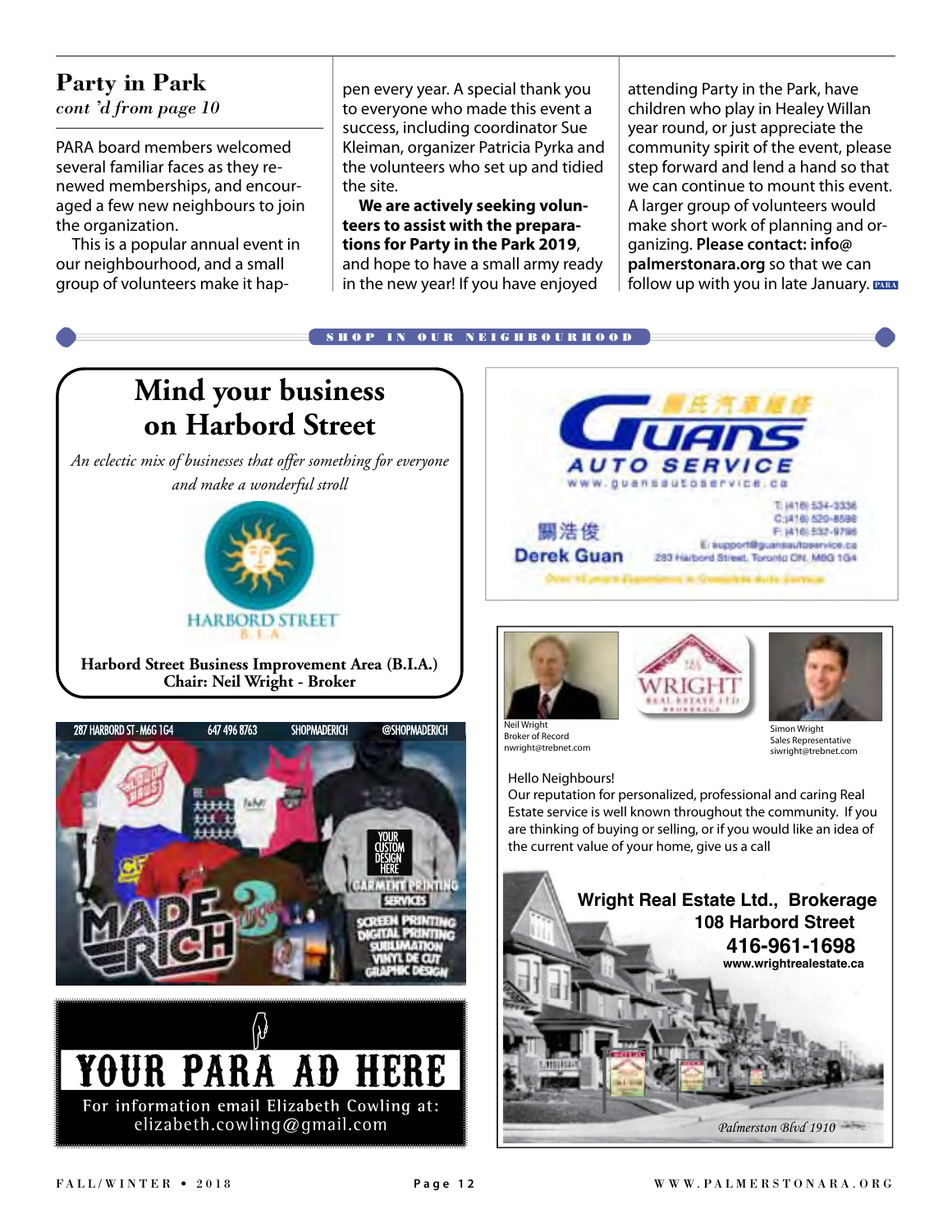## Party in Park

*cont 'd from page 10*

PARA board members welcomed several familiar faces as they renewed memberships, and encouraged a few new neighbours to join the organization.

This is a popular annual event in our neighbourhood, and a small group of volunteers make it happen every year. A special thank you to everyone who made this event a success, including coordinator Sue Kleiman, organizer Patricia Pyrka and the volunteers who set up and tidied the site.

**We are actively seeking volunteers to assist with the preparations for Party in the Park 2019**, and hope to have a small army ready in the new year! If you have enjoyed attending Party in the Park, have children who play in Healey Willan year round, or just appreciate the community spirit of the event, please step forward and lend a hand so that we can continue to mount this event. A larger group of volunteers would make short work of planning and organizing. **Please contact: info@palmerstonara.org** so that we can follow up with you in late January. PARA

SHOP IN OUR NEIGHBOURHOOD

# Mind your business on Harbord Street

*An eclectic mix of businesses that offer something for everyone and make a wonderful stroll*

HARBORD STREET B.I.A.

**Harbord Street Business Improvement Area (B.I.A.)**
**Chair: Neil Wright - Broker**

287 HARBORD ST - M6G 1G4 647 496 8763 SHOPMADERICH @SHOPMADERICH

MADE RICH

YOUR CUSTOM DESIGN HERE

GARMENT PRINTING SERVICES
SCREEN PRINTING
DIGITAL PRINTING
SUBLIMATION
VINYL DE CUT
GRAPHIC DESIGN

# YOUR PARA AD HERE

For information email Elizabeth Cowling at:
elizabeth.cowling@gmail.com

關氏汽車維修

GUANS AUTO SERVICE

www.guansautoservice.ca

關浩俊
Derek Guan

T: (416) 534-3336
C: (416) 520-8598
F: (416) 532-9798
E: support@guansautoservice.ca
283 Harbord Street, Toronto ON, M6G 1G4

Neil Wright
Broker of Record
nwright@trebnet.com

WRIGHT REAL ESTATE LTD. BROKERAGE

Simon Wright
Sales Representative
siwright@trebnet.com

Hello Neighbours!
Our reputation for personalized, professional and caring Real Estate service is well known throughout the community. If you are thinking of buying or selling, or if you would like an idea of the current value of your home, give us a call

**Wright Real Estate Ltd., Brokerage**
**108 Harbord Street**
**416-961-1698**
**www.wrightrealestate.ca**

*Palmerston Blvd 1910*